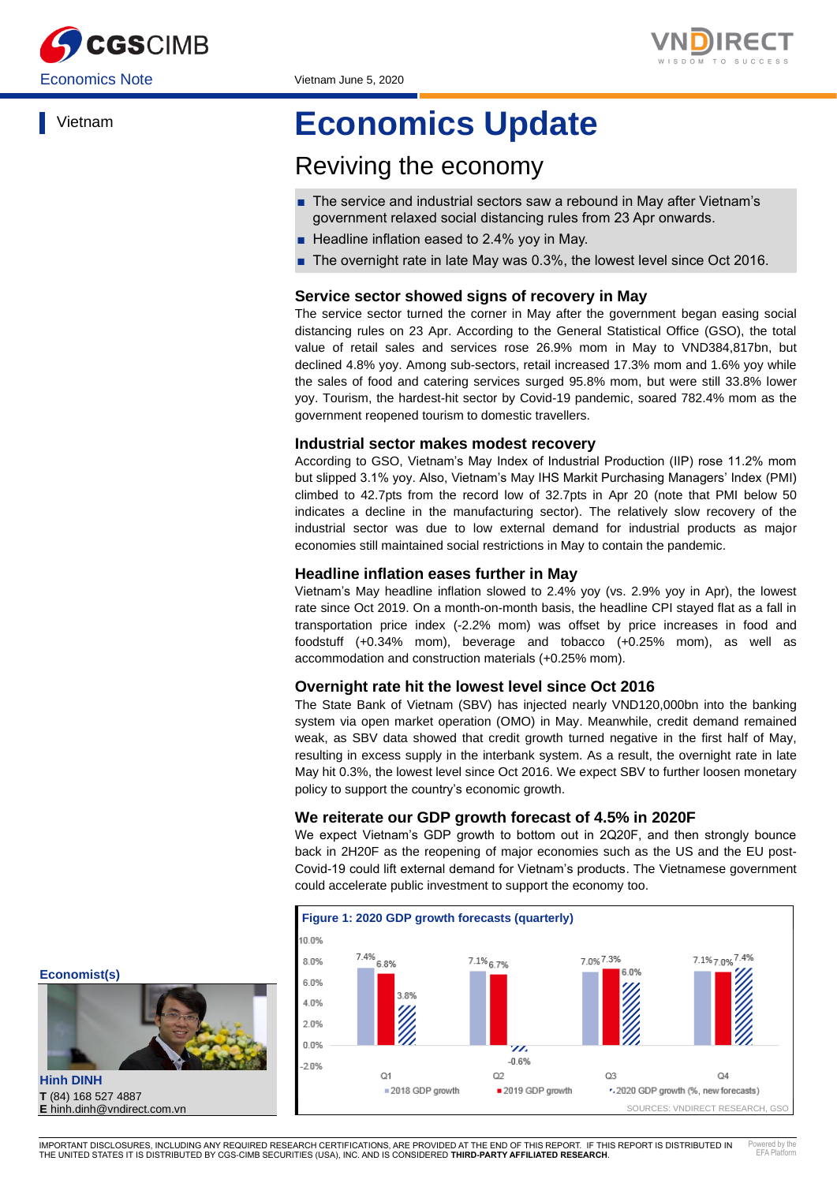Economics Note

Vietnam June 5, 2020

Vietnam

# Economics Update

## Reviving the economy

- The service and industrial sectors saw a rebound in May after Vietnam's government relaxed social distancing rules from 23 Apr onwards.
- Headline inflation eased to 2.4% yoy in May.
- The overnight rate in late May was 0.3%, the lowest level since Oct 2016.

### Service sector showed signs of recovery in May

The service sector turned the corner in May after the government began easing social distancing rules on 23 Apr. According to the General Statistical Office (GSO), the total value of retail sales and services rose 26.9% mom in May to VND384,817bn, but declined 4.8% yoy. Among sub-sectors, retail increased 17.3% mom and 1.6% yoy while the sales of food and catering services surged 95.8% mom, but were still 33.8% lower yoy. Tourism, the hardest-hit sector by Covid-19 pandemic, soared 782.4% mom as the government reopened tourism to domestic travellers.

### Industrial sector makes modest recovery

According to GSO, Vietnam's May Index of Industrial Production (IIP) rose 11.2% mom but slipped 3.1% yoy. Also, Vietnam's May IHS Markit Purchasing Managers' Index (PMI) climbed to 42.7pts from the record low of 32.7pts in Apr 20 (note that PMI below 50 indicates a decline in the manufacturing sector). The relatively slow recovery of the industrial sector was due to low external demand for industrial products as major economies still maintained social restrictions in May to contain the pandemic.

### Headline inflation eases further in May

Vietnam's May headline inflation slowed to 2.4% yoy (vs. 2.9% yoy in Apr), the lowest rate since Oct 2019. On a month-on-month basis, the headline CPI stayed flat as a fall in transportation price index (-2.2% mom) was offset by price increases in food and foodstuff (+0.34% mom), beverage and tobacco (+0.25% mom), as well as accommodation and construction materials (+0.25% mom).

### Overnight rate hit the lowest level since Oct 2016

The State Bank of Vietnam (SBV) has injected nearly VND120,000bn into the banking system via open market operation (OMO) in May. Meanwhile, credit demand remained weak, as SBV data showed that credit growth turned negative in the first half of May, resulting in excess supply in the interbank system. As a result, the overnight rate in late May hit 0.3%, the lowest level since Oct 2016. We expect SBV to further loosen monetary policy to support the country's economic growth.

### We reiterate our GDP growth forecast of 4.5% in 2020F

We expect Vietnam's GDP growth to bottom out in 2Q20F, and then strongly bounce back in 2H20F as the reopening of major economies such as the US and the EU post-Covid-19 could lift external demand for Vietnam's products. The Vietnamese government could accelerate public investment to support the economy too.

**Figure 1: 2020 GDP growth forecasts (quarterly)**

| | Q1 | Q2 | Q3 | Q4 |
|---|---|---|---|---|
| 2018 GDP growth | 7.4% | 7.1% | 7.0% | 7.1% |
| 2019 GDP growth | 6.8% | 6.7% | 7.3% | 7.0% |
| 2020 GDP growth (%, new forecasts) | 3.8% | -0.6% | 6.0% | 7.4% |

SOURCES: VNDIRECT RESEARCH, GSO

**Economist(s)**

**Hinh DINH**
**T** (84) 168 527 4887
**E** hinh.dinh@vndirect.com.vn

IMPORTANT DISCLOSURES, INCLUDING ANY REQUIRED RESEARCH CERTIFICATIONS, ARE PROVIDED AT THE END OF THIS REPORT. IF THIS REPORT IS DISTRIBUTED IN THE UNITED STATES IT IS DISTRIBUTED BY CGS-CIMB SECURITIES (USA), INC. AND IS CONSIDERED **THIRD-PARTY AFFILIATED RESEARCH**.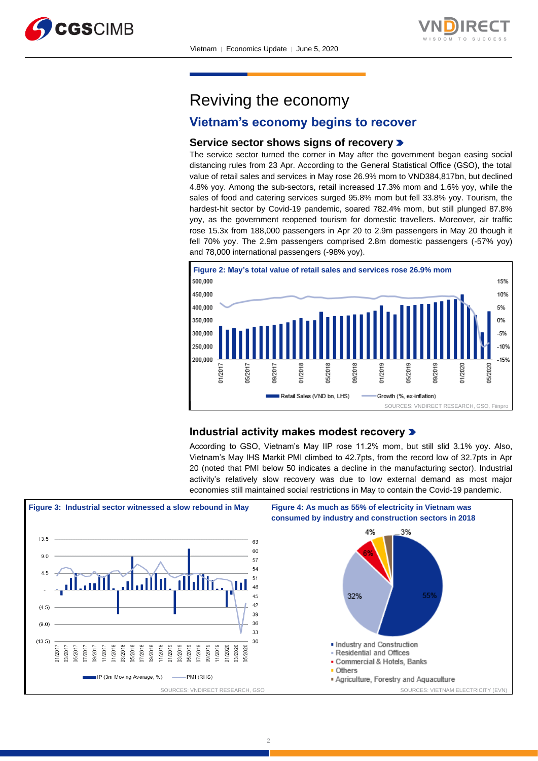# Reviving the economy

## Vietnam's economy begins to recover

### Service sector shows signs of recovery

The service sector turned the corner in May after the government began easing social distancing rules from 23 Apr. According to the General Statistical Office (GSO), the total value of retail sales and services in May rose 26.9% mom to VND384,817bn, but declined 4.8% yoy. Among the sub-sectors, retail increased 17.3% mom and 1.6% yoy, while the sales of food and catering services surged 95.8% mom but fell 33.8% yoy. Tourism, the hardest-hit sector by Covid-19 pandemic, soared 782.4% mom, but still plunged 87.8% yoy, as the government reopened tourism for domestic travellers. Moreover, air traffic rose 15.3x from 188,000 passengers in Apr 20 to 2.9m passengers in May 20 though it fell 70% yoy. The 2.9m passengers comprised 2.8m domestic passengers (-57% yoy) and 78,000 international passengers (-98% yoy).

**Figure 2: May's total value of retail sales and services rose 26.9% mom**

SOURCES: VNDIRECT RESEARCH, GSO, Fiinpro

### Industrial activity makes modest recovery

According to GSO, Vietnam's May IIP rose 11.2% mom, but still slid 3.1% yoy. Also, Vietnam's May IHS Markit PMI climbed to 42.7pts, from the record low of 32.7pts in Apr 20 (noted that PMI below 50 indicates a decline in the manufacturing sector). Industrial activity's relatively slow recovery was due to low external demand as most major economies still maintained social restrictions in May to contain the Covid-19 pandemic.

**Figure 3: Industrial sector witnessed a slow rebound in May**

SOURCES: VNDIRECT RESEARCH, GSO

**Figure 4: As much as 55% of electricity in Vietnam was consumed by industry and construction sectors in 2018**

SOURCES: VIETNAM ELECTRICITY (EVN)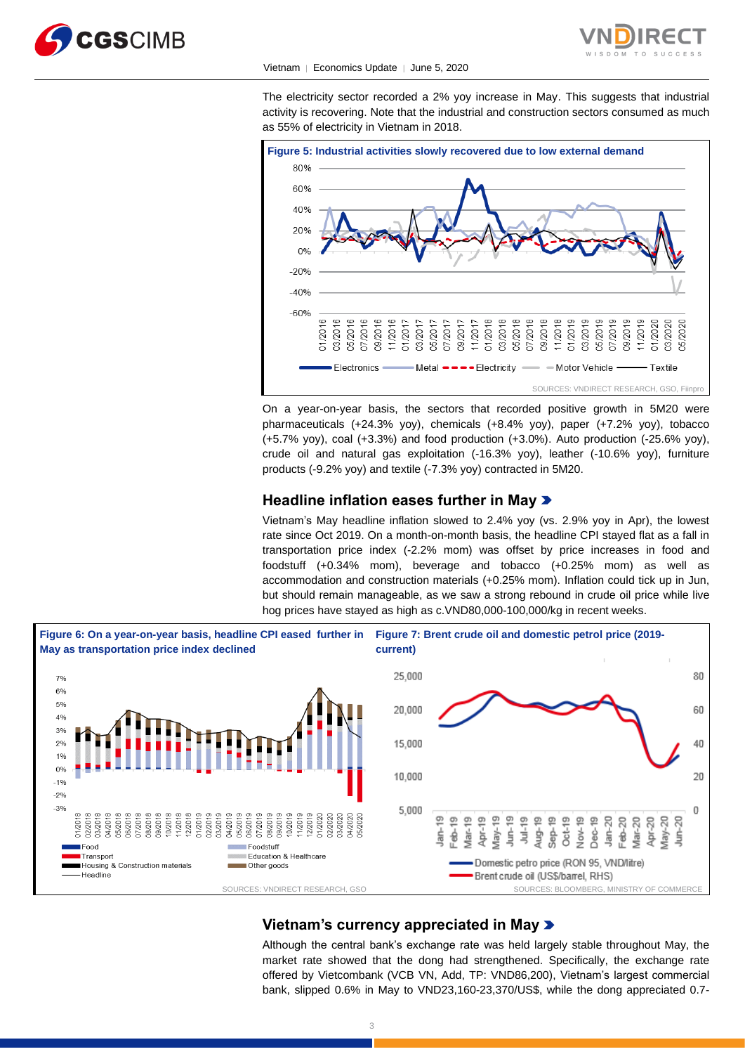The electricity sector recorded a 2% yoy increase in May. This suggests that industrial activity is recovering. Note that the industrial and construction sectors consumed as much as 55% of electricity in Vietnam in 2018.

**Figure 5: Industrial activities slowly recovered due to low external demand**

SOURCES: VNDIRECT RESEARCH, GSO, Fiinpro

On a year-on-year basis, the sectors that recorded positive growth in 5M20 were pharmaceuticals (+24.3% yoy), chemicals (+8.4% yoy), paper (+7.2% yoy), tobacco (+5.7% yoy), coal (+3.3%) and food production (+3.0%). Auto production (-25.6% yoy), crude oil and natural gas exploitation (-16.3% yoy), leather (-10.6% yoy), furniture products (-9.2% yoy) and textile (-7.3% yoy) contracted in 5M20.

## Headline inflation eases further in May

Vietnam's May headline inflation slowed to 2.4% yoy (vs. 2.9% yoy in Apr), the lowest rate since Oct 2019. On a month-on-month basis, the headline CPI stayed flat as a fall in transportation price index (-2.2% mom) was offset by price increases in food and foodstuff (+0.34% mom), beverage and tobacco (+0.25% mom) as well as accommodation and construction materials (+0.25% mom). Inflation could tick up in Jun, but should remain manageable, as we saw a strong rebound in crude oil price while live hog prices have stayed as high as c.VND80,000-100,000/kg in recent weeks.

**Figure 6: On a year-on-year basis, headline CPI eased further in May as transportation price index declined**

SOURCES: VNDIRECT RESEARCH, GSO

**Figure 7: Brent crude oil and domestic petrol price (2019-current)**

SOURCES: BLOOMBERG, MINISTRY OF COMMERCE

## Vietnam's currency appreciated in May

Although the central bank's exchange rate was held largely stable throughout May, the market rate showed that the dong had strengthened. Specifically, the exchange rate offered by Vietcombank (VCB VN, Add, TP: VND86,200), Vietnam's largest commercial bank, slipped 0.6% in May to VND23,160-23,370/US$, while the dong appreciated 0.7-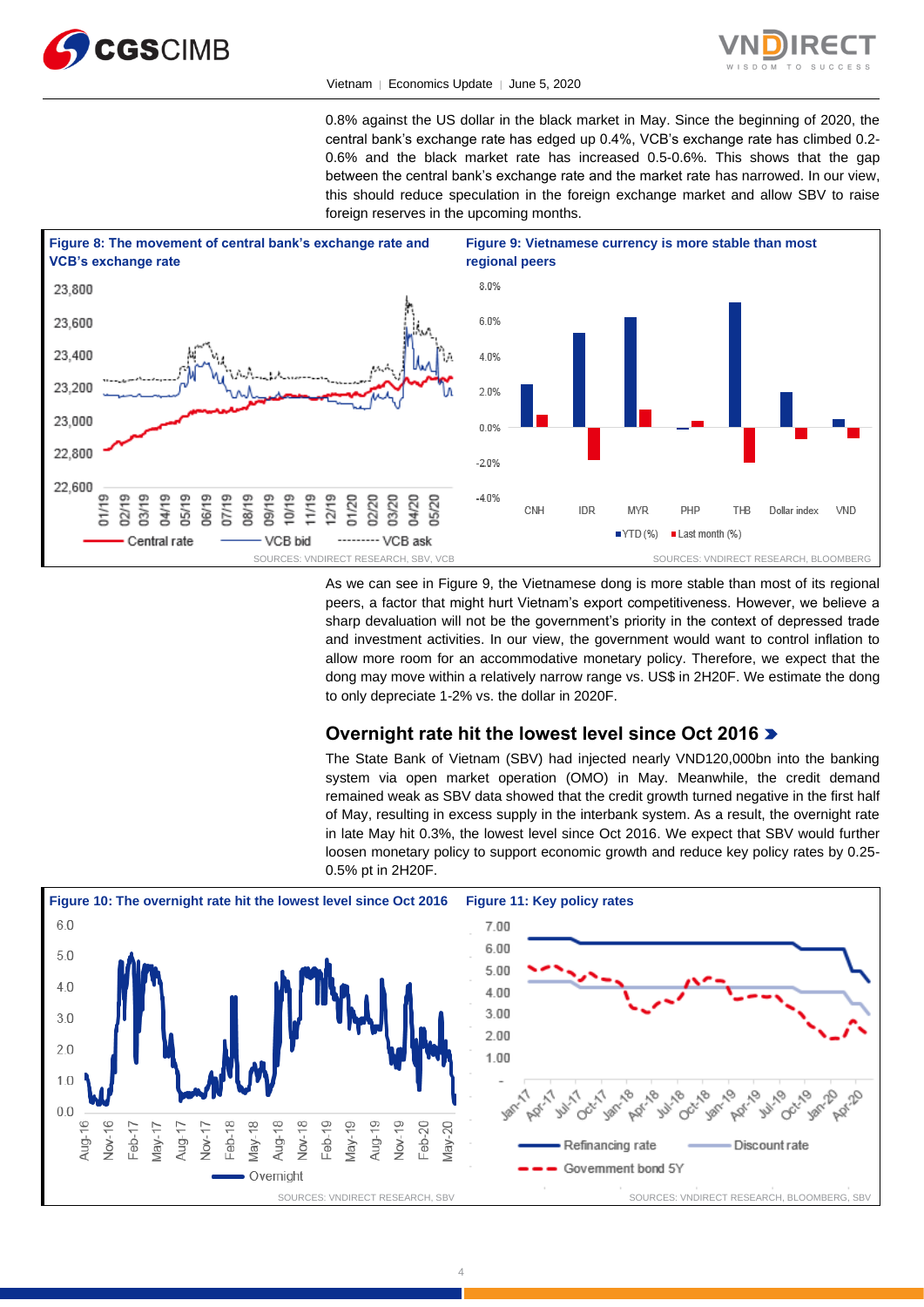0.8% against the US dollar in the black market in May. Since the beginning of 2020, the central bank's exchange rate has edged up 0.4%, VCB's exchange rate has climbed 0.2-0.6% and the black market rate has increased 0.5-0.6%. This shows that the gap between the central bank's exchange rate and the market rate has narrowed. In our view, this should reduce speculation in the foreign exchange market and allow SBV to raise foreign reserves in the upcoming months.

**Figure 8: The movement of central bank's exchange rate and VCB's exchange rate**

SOURCES: VNDIRECT RESEARCH, SBV, VCB

**Figure 9: Vietnamese currency is more stable than most regional peers**

SOURCES: VNDIRECT RESEARCH, BLOOMBERG

As we can see in Figure 9, the Vietnamese dong is more stable than most of its regional peers, a factor that might hurt Vietnam's export competitiveness. However, we believe a sharp devaluation will not be the government's priority in the context of depressed trade and investment activities. In our view, the government would want to control inflation to allow more room for an accommodative monetary policy. Therefore, we expect that the dong may move within a relatively narrow range vs. US$ in 2H20F. We estimate the dong to only depreciate 1-2% vs. the dollar in 2020F.

## Overnight rate hit the lowest level since Oct 2016

The State Bank of Vietnam (SBV) had injected nearly VND120,000bn into the banking system via open market operation (OMO) in May. Meanwhile, the credit demand remained weak as SBV data showed that the credit growth turned negative in the first half of May, resulting in excess supply in the interbank system. As a result, the overnight rate in late May hit 0.3%, the lowest level since Oct 2016. We expect that SBV would further loosen monetary policy to support economic growth and reduce key policy rates by 0.25-0.5% pt in 2H20F.

**Figure 10: The overnight rate hit the lowest level since Oct 2016**

SOURCES: VNDIRECT RESEARCH, SBV

**Figure 11: Key policy rates**

SOURCES: VNDIRECT RESEARCH, BLOOMBERG, SBV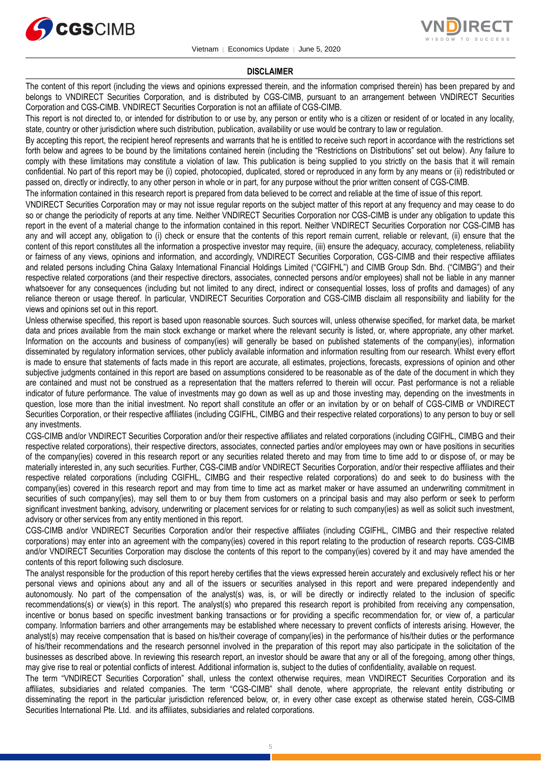## DISCLAIMER

The content of this report (including the views and opinions expressed therein, and the information comprised therein) has been prepared by and belongs to VNDIRECT Securities Corporation, and is distributed by CGS-CIMB, pursuant to an arrangement between VNDIRECT Securities Corporation and CGS-CIMB. VNDIRECT Securities Corporation is not an affiliate of CGS-CIMB.

This report is not directed to, or intended for distribution to or use by, any person or entity who is a citizen or resident of or located in any locality, state, country or other jurisdiction where such distribution, publication, availability or use would be contrary to law or regulation.

By accepting this report, the recipient hereof represents and warrants that he is entitled to receive such report in accordance with the restrictions set forth below and agrees to be bound by the limitations contained herein (including the "Restrictions on Distributions" set out below). Any failure to comply with these limitations may constitute a violation of law. This publication is being supplied to you strictly on the basis that it will remain confidential. No part of this report may be (i) copied, photocopied, duplicated, stored or reproduced in any form by any means or (ii) redistributed or passed on, directly or indirectly, to any other person in whole or in part, for any purpose without the prior written consent of CGS-CIMB.

The information contained in this research report is prepared from data believed to be correct and reliable at the time of issue of this report.

VNDIRECT Securities Corporation may or may not issue regular reports on the subject matter of this report at any frequency and may cease to do so or change the periodicity of reports at any time. Neither VNDIRECT Securities Corporation nor CGS-CIMB is under any obligation to update this report in the event of a material change to the information contained in this report. Neither VNDIRECT Securities Corporation nor CGS-CIMB has any and will accept any, obligation to (i) check or ensure that the contents of this report remain current, reliable or relevant, (ii) ensure that the content of this report constitutes all the information a prospective investor may require, (iii) ensure the adequacy, accuracy, completeness, reliability or fairness of any views, opinions and information, and accordingly, VNDIRECT Securities Corporation, CGS-CIMB and their respective affiliates and related persons including China Galaxy International Financial Holdings Limited ("CGIFHL") and CIMB Group Sdn. Bhd. ("CIMBG") and their respective related corporations (and their respective directors, associates, connected persons and/or employees) shall not be liable in any manner whatsoever for any consequences (including but not limited to any direct, indirect or consequential losses, loss of profits and damages) of any reliance thereon or usage thereof. In particular, VNDIRECT Securities Corporation and CGS-CIMB disclaim all responsibility and liability for the views and opinions set out in this report.

Unless otherwise specified, this report is based upon reasonable sources. Such sources will, unless otherwise specified, for market data, be market data and prices available from the main stock exchange or market where the relevant security is listed, or, where appropriate, any other market. Information on the accounts and business of company(ies) will generally be based on published statements of the company(ies), information disseminated by regulatory information services, other publicly available information and information resulting from our research. Whilst every effort is made to ensure that statements of facts made in this report are accurate, all estimates, projections, forecasts, expressions of opinion and other subjective judgments contained in this report are based on assumptions considered to be reasonable as of the date of the document in which they are contained and must not be construed as a representation that the matters referred to therein will occur. Past performance is not a reliable indicator of future performance. The value of investments may go down as well as up and those investing may, depending on the investments in question, lose more than the initial investment. No report shall constitute an offer or an invitation by or on behalf of CGS-CIMB or VNDIRECT Securities Corporation, or their respective affiliates (including CGIFHL, CIMBG and their respective related corporations) to any person to buy or sell any investments.

CGS-CIMB and/or VNDIRECT Securities Corporation and/or their respective affiliates and related corporations (including CGIFHL, CIMBG and their respective related corporations), their respective directors, associates, connected parties and/or employees may own or have positions in securities of the company(ies) covered in this research report or any securities related thereto and may from time to time add to or dispose of, or may be materially interested in, any such securities. Further, CGS-CIMB and/or VNDIRECT Securities Corporation, and/or their respective affiliates and their respective related corporations (including CGIFHL, CIMBG and their respective related corporations) do and seek to do business with the company(ies) covered in this research report and may from time to time act as market maker or have assumed an underwriting commitment in securities of such company(ies), may sell them to or buy them from customers on a principal basis and may also perform or seek to perform significant investment banking, advisory, underwriting or placement services for or relating to such company(ies) as well as solicit such investment, advisory or other services from any entity mentioned in this report.

CGS-CIMB and/or VNDIRECT Securities Corporation and/or their respective affiliates (including CGIFHL, CIMBG and their respective related corporations) may enter into an agreement with the company(ies) covered in this report relating to the production of research reports. CGS-CIMB and/or VNDIRECT Securities Corporation may disclose the contents of this report to the company(ies) covered by it and may have amended the contents of this report following such disclosure.

The analyst responsible for the production of this report hereby certifies that the views expressed herein accurately and exclusively reflect his or her personal views and opinions about any and all of the issuers or securities analysed in this report and were prepared independently and autonomously. No part of the compensation of the analyst(s) was, is, or will be directly or indirectly related to the inclusion of specific recommendations(s) or view(s) in this report. The analyst(s) who prepared this research report is prohibited from receiving any compensation, incentive or bonus based on specific investment banking transactions or for providing a specific recommendation for, or view of, a particular company. Information barriers and other arrangements may be established where necessary to prevent conflicts of interests arising. However, the analyst(s) may receive compensation that is based on his/their coverage of company(ies) in the performance of his/their duties or the performance of his/their recommendations and the research personnel involved in the preparation of this report may also participate in the solicitation of the businesses as described above. In reviewing this research report, an investor should be aware that any or all of the foregoing, among other things, may give rise to real or potential conflicts of interest. Additional information is, subject to the duties of confidentiality, available on request.

The term "VNDIRECT Securities Corporation" shall, unless the context otherwise requires, mean VNDIRECT Securities Corporation and its affiliates, subsidiaries and related companies. The term "CGS-CIMB" shall denote, where appropriate, the relevant entity distributing or disseminating the report in the particular jurisdiction referenced below, or, in every other case except as otherwise stated herein, CGS-CIMB Securities International Pte. Ltd. and its affiliates, subsidiaries and related corporations.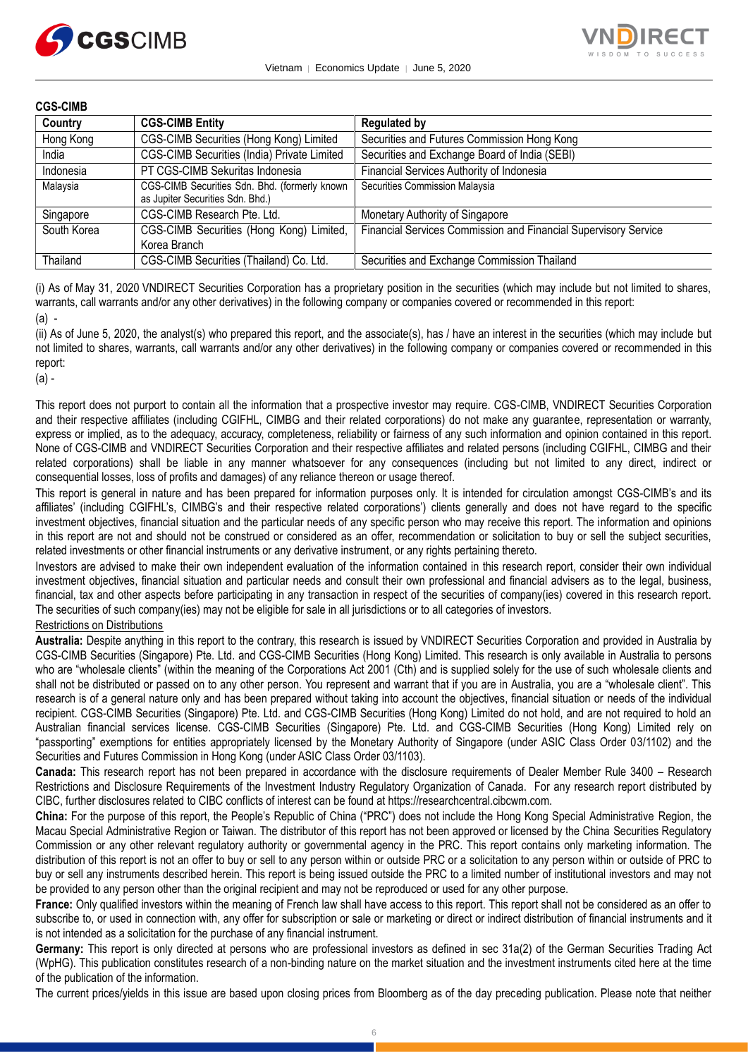**CGS-CIMB**

| Country | CGS-CIMB Entity | Regulated by |
| --- | --- | --- |
| Hong Kong | CGS-CIMB Securities (Hong Kong) Limited | Securities and Futures Commission Hong Kong |
| India | CGS-CIMB Securities (India) Private Limited | Securities and Exchange Board of India (SEBI) |
| Indonesia | PT CGS-CIMB Sekuritas Indonesia | Financial Services Authority of Indonesia |
| Malaysia | CGS-CIMB Securities Sdn. Bhd. (formerly known as Jupiter Securities Sdn. Bhd.) | Securities Commission Malaysia |
| Singapore | CGS-CIMB Research Pte. Ltd. | Monetary Authority of Singapore |
| South Korea | CGS-CIMB Securities (Hong Kong) Limited, Korea Branch | Financial Services Commission and Financial Supervisory Service |
| Thailand | CGS-CIMB Securities (Thailand) Co. Ltd. | Securities and Exchange Commission Thailand |

(i) As of May 31, 2020 VNDIRECT Securities Corporation has a proprietary position in the securities (which may include but not limited to shares, warrants, call warrants and/or any other derivatives) in the following company or companies covered or recommended in this report:

(a) -

(ii) As of June 5, 2020, the analyst(s) who prepared this report, and the associate(s), has / have an interest in the securities (which may include but not limited to shares, warrants, call warrants and/or any other derivatives) in the following company or companies covered or recommended in this report:

(a) -

This report does not purport to contain all the information that a prospective investor may require. CGS-CIMB, VNDIRECT Securities Corporation and their respective affiliates (including CGIFHL, CIMBG and their related corporations) do not make any guarantee, representation or warranty, express or implied, as to the adequacy, accuracy, completeness, reliability or fairness of any such information and opinion contained in this report. None of CGS-CIMB and VNDIRECT Securities Corporation and their respective affiliates and related persons (including CGIFHL, CIMBG and their related corporations) shall be liable in any manner whatsoever for any consequences (including but not limited to any direct, indirect or consequential losses, loss of profits and damages) of any reliance thereon or usage thereof.

This report is general in nature and has been prepared for information purposes only. It is intended for circulation amongst CGS-CIMB's and its affiliates' (including CGIFHL's, CIMBG's and their respective related corporations') clients generally and does not have regard to the specific investment objectives, financial situation and the particular needs of any specific person who may receive this report. The information and opinions in this report are not and should not be construed or considered as an offer, recommendation or solicitation to buy or sell the subject securities, related investments or other financial instruments or any derivative instrument, or any rights pertaining thereto.

Investors are advised to make their own independent evaluation of the information contained in this research report, consider their own individual investment objectives, financial situation and particular needs and consult their own professional and financial advisers as to the legal, business, financial, tax and other aspects before participating in any transaction in respect of the securities of company(ies) covered in this research report. The securities of such company(ies) may not be eligible for sale in all jurisdictions or to all categories of investors.

Restrictions on Distributions

**Australia:** Despite anything in this report to the contrary, this research is issued by VNDIRECT Securities Corporation and provided in Australia by CGS-CIMB Securities (Singapore) Pte. Ltd. and CGS-CIMB Securities (Hong Kong) Limited. This research is only available in Australia to persons who are "wholesale clients" (within the meaning of the Corporations Act 2001 (Cth) and is supplied solely for the use of such wholesale clients and shall not be distributed or passed on to any other person. You represent and warrant that if you are in Australia, you are a "wholesale client". This research is of a general nature only and has been prepared without taking into account the objectives, financial situation or needs of the individual recipient. CGS-CIMB Securities (Singapore) Pte. Ltd. and CGS-CIMB Securities (Hong Kong) Limited do not hold, and are not required to hold an Australian financial services license. CGS-CIMB Securities (Singapore) Pte. Ltd. and CGS-CIMB Securities (Hong Kong) Limited rely on "passporting" exemptions for entities appropriately licensed by the Monetary Authority of Singapore (under ASIC Class Order 03/1102) and the Securities and Futures Commission in Hong Kong (under ASIC Class Order 03/1103).

**Canada:** This research report has not been prepared in accordance with the disclosure requirements of Dealer Member Rule 3400 – Research Restrictions and Disclosure Requirements of the Investment Industry Regulatory Organization of Canada. For any research report distributed by CIBC, further disclosures related to CIBC conflicts of interest can be found at https://researchcentral.cibcwm.com.

**China:** For the purpose of this report, the People's Republic of China ("PRC") does not include the Hong Kong Special Administrative Region, the Macau Special Administrative Region or Taiwan. The distributor of this report has not been approved or licensed by the China Securities Regulatory Commission or any other relevant regulatory authority or governmental agency in the PRC. This report contains only marketing information. The distribution of this report is not an offer to buy or sell to any person within or outside PRC or a solicitation to any person within or outside of PRC to buy or sell any instruments described herein. This report is being issued outside the PRC to a limited number of institutional investors and may not be provided to any person other than the original recipient and may not be reproduced or used for any other purpose.

**France:** Only qualified investors within the meaning of French law shall have access to this report. This report shall not be considered as an offer to subscribe to, or used in connection with, any offer for subscription or sale or marketing or direct or indirect distribution of financial instruments and it is not intended as a solicitation for the purchase of any financial instrument.

**Germany:** This report is only directed at persons who are professional investors as defined in sec 31a(2) of the German Securities Trading Act (WpHG). This publication constitutes research of a non-binding nature on the market situation and the investment instruments cited here at the time of the publication of the information.

The current prices/yields in this issue are based upon closing prices from Bloomberg as of the day preceding publication. Please note that neither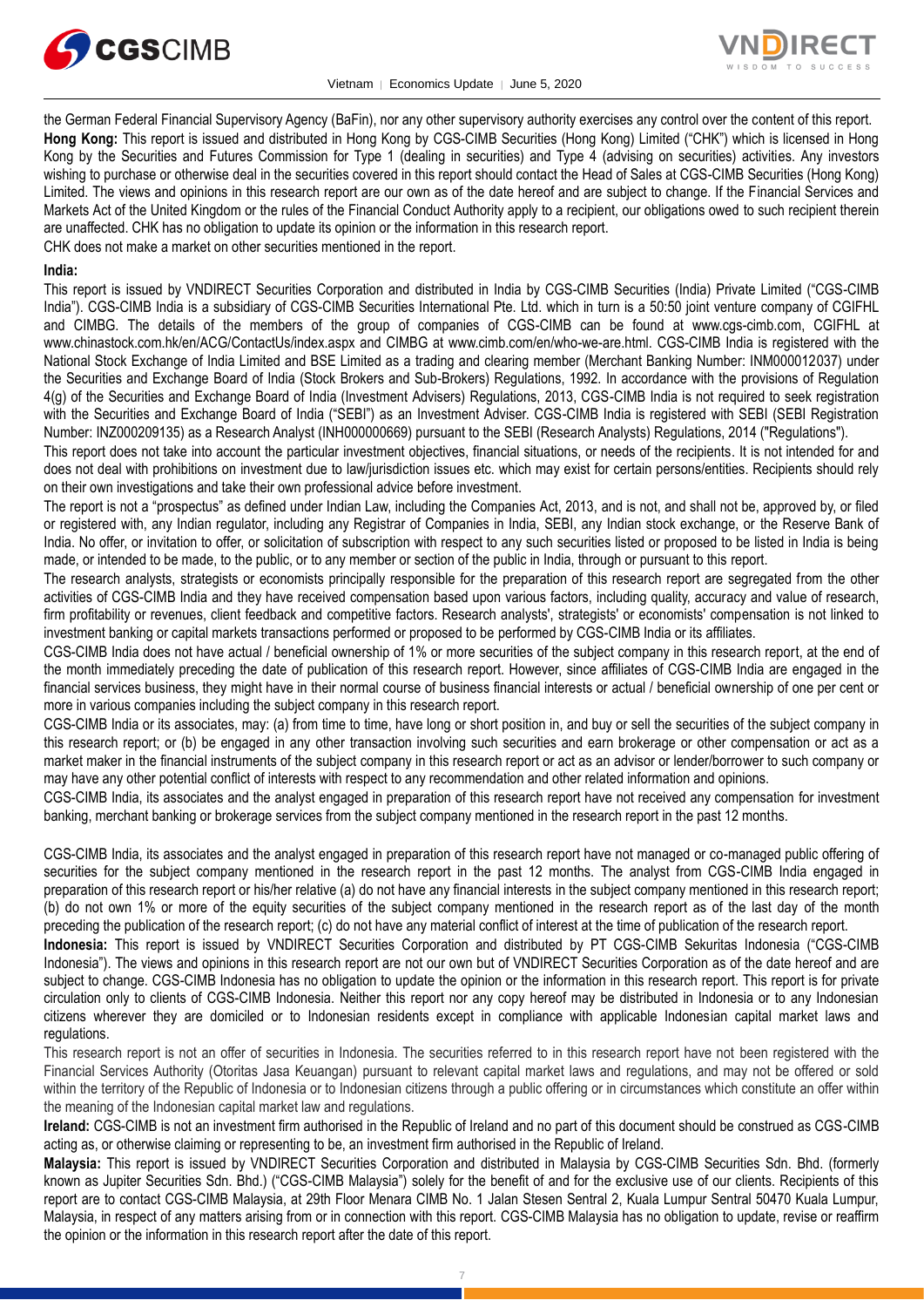the German Federal Financial Supervisory Agency (BaFin), nor any other supervisory authority exercises any control over the content of this report.

**Hong Kong:** This report is issued and distributed in Hong Kong by CGS-CIMB Securities (Hong Kong) Limited ("CHK") which is licensed in Hong Kong by the Securities and Futures Commission for Type 1 (dealing in securities) and Type 4 (advising on securities) activities. Any investors wishing to purchase or otherwise deal in the securities covered in this report should contact the Head of Sales at CGS-CIMB Securities (Hong Kong) Limited. The views and opinions in this research report are our own as of the date hereof and are subject to change. If the Financial Services and Markets Act of the United Kingdom or the rules of the Financial Conduct Authority apply to a recipient, our obligations owed to such recipient therein are unaffected. CHK has no obligation to update its opinion or the information in this research report.

CHK does not make a market on other securities mentioned in the report.

**India:**

This report is issued by VNDIRECT Securities Corporation and distributed in India by CGS-CIMB Securities (India) Private Limited ("CGS-CIMB India"). CGS-CIMB India is a subsidiary of CGS-CIMB Securities International Pte. Ltd. which in turn is a 50:50 joint venture company of CGIFHL and CIMBG. The details of the members of the group of companies of CGS-CIMB can be found at www.cgs-cimb.com, CGIFHL at www.chinastock.com.hk/en/ACG/ContactUs/index.aspx and CIMBG at www.cimb.com/en/who-we-are.html. CGS-CIMB India is registered with the National Stock Exchange of India Limited and BSE Limited as a trading and clearing member (Merchant Banking Number: INM000012037) under the Securities and Exchange Board of India (Stock Brokers and Sub-Brokers) Regulations, 1992. In accordance with the provisions of Regulation 4(g) of the Securities and Exchange Board of India (Investment Advisers) Regulations, 2013, CGS-CIMB India is not required to seek registration with the Securities and Exchange Board of India ("SEBI") as an Investment Adviser. CGS-CIMB India is registered with SEBI (SEBI Registration Number: INZ000209135) as a Research Analyst (INH000000669) pursuant to the SEBI (Research Analysts) Regulations, 2014 ("Regulations").

This report does not take into account the particular investment objectives, financial situations, or needs of the recipients. It is not intended for and does not deal with prohibitions on investment due to law/jurisdiction issues etc. which may exist for certain persons/entities. Recipients should rely on their own investigations and take their own professional advice before investment.

The report is not a "prospectus" as defined under Indian Law, including the Companies Act, 2013, and is not, and shall not be, approved by, or filed or registered with, any Indian regulator, including any Registrar of Companies in India, SEBI, any Indian stock exchange, or the Reserve Bank of India. No offer, or invitation to offer, or solicitation of subscription with respect to any such securities listed or proposed to be listed in India is being made, or intended to be made, to the public, or to any member or section of the public in India, through or pursuant to this report.

The research analysts, strategists or economists principally responsible for the preparation of this research report are segregated from the other activities of CGS-CIMB India and they have received compensation based upon various factors, including quality, accuracy and value of research, firm profitability or revenues, client feedback and competitive factors. Research analysts', strategists' or economists' compensation is not linked to investment banking or capital markets transactions performed or proposed to be performed by CGS-CIMB India or its affiliates.

CGS-CIMB India does not have actual / beneficial ownership of 1% or more securities of the subject company in this research report, at the end of the month immediately preceding the date of publication of this research report. However, since affiliates of CGS-CIMB India are engaged in the financial services business, they might have in their normal course of business financial interests or actual / beneficial ownership of one per cent or more in various companies including the subject company in this research report.

CGS-CIMB India or its associates, may: (a) from time to time, have long or short position in, and buy or sell the securities of the subject company in this research report; or (b) be engaged in any other transaction involving such securities and earn brokerage or other compensation or act as a market maker in the financial instruments of the subject company in this research report or act as an advisor or lender/borrower to such company or may have any other potential conflict of interests with respect to any recommendation and other related information and opinions.

CGS-CIMB India, its associates and the analyst engaged in preparation of this research report have not received any compensation for investment banking, merchant banking or brokerage services from the subject company mentioned in the research report in the past 12 months.

CGS-CIMB India, its associates and the analyst engaged in preparation of this research report have not managed or co-managed public offering of securities for the subject company mentioned in the research report in the past 12 months. The analyst from CGS-CIMB India engaged in preparation of this research report or his/her relative (a) do not have any financial interests in the subject company mentioned in this research report; (b) do not own 1% or more of the equity securities of the subject company mentioned in the research report as of the last day of the month preceding the publication of the research report; (c) do not have any material conflict of interest at the time of publication of the research report.

**Indonesia:** This report is issued by VNDIRECT Securities Corporation and distributed by PT CGS-CIMB Sekuritas Indonesia ("CGS-CIMB Indonesia"). The views and opinions in this research report are not our own but of VNDIRECT Securities Corporation as of the date hereof and are subject to change. CGS-CIMB Indonesia has no obligation to update the opinion or the information in this research report. This report is for private circulation only to clients of CGS-CIMB Indonesia. Neither this report nor any copy hereof may be distributed in Indonesia or to any Indonesian citizens wherever they are domiciled or to Indonesian residents except in compliance with applicable Indonesian capital market laws and regulations.

This research report is not an offer of securities in Indonesia. The securities referred to in this research report have not been registered with the Financial Services Authority (Otoritas Jasa Keuangan) pursuant to relevant capital market laws and regulations, and may not be offered or sold within the territory of the Republic of Indonesia or to Indonesian citizens through a public offering or in circumstances which constitute an offer within the meaning of the Indonesian capital market law and regulations.

**Ireland:** CGS-CIMB is not an investment firm authorised in the Republic of Ireland and no part of this document should be construed as CGS-CIMB acting as, or otherwise claiming or representing to be, an investment firm authorised in the Republic of Ireland.

**Malaysia:** This report is issued by VNDIRECT Securities Corporation and distributed in Malaysia by CGS-CIMB Securities Sdn. Bhd. (formerly known as Jupiter Securities Sdn. Bhd.) ("CGS-CIMB Malaysia") solely for the benefit of and for the exclusive use of our clients. Recipients of this report are to contact CGS-CIMB Malaysia, at 29th Floor Menara CIMB No. 1 Jalan Stesen Sentral 2, Kuala Lumpur Sentral 50470 Kuala Lumpur, Malaysia, in respect of any matters arising from or in connection with this report. CGS-CIMB Malaysia has no obligation to update, revise or reaffirm the opinion or the information in this research report after the date of this report.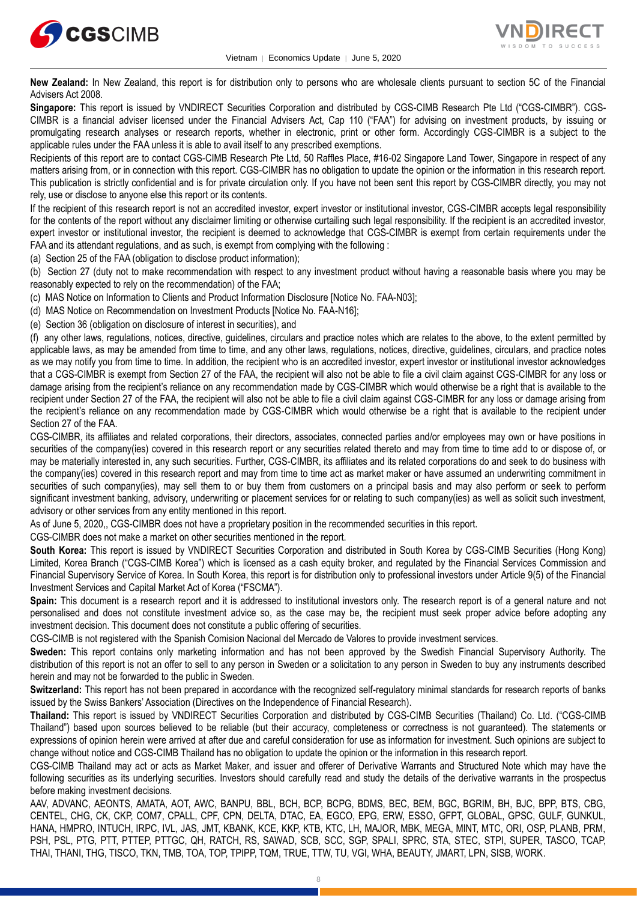**New Zealand:** In New Zealand, this report is for distribution only to persons who are wholesale clients pursuant to section 5C of the Financial Advisers Act 2008.

**Singapore:** This report is issued by VNDIRECT Securities Corporation and distributed by CGS-CIMB Research Pte Ltd ("CGS-CIMBR"). CGS-CIMBR is a financial adviser licensed under the Financial Advisers Act, Cap 110 ("FAA") for advising on investment products, by issuing or promulgating research analyses or research reports, whether in electronic, print or other form. Accordingly CGS-CIMBR is a subject to the applicable rules under the FAA unless it is able to avail itself to any prescribed exemptions.

Recipients of this report are to contact CGS-CIMB Research Pte Ltd, 50 Raffles Place, #16-02 Singapore Land Tower, Singapore in respect of any matters arising from, or in connection with this report. CGS-CIMBR has no obligation to update the opinion or the information in this research report. This publication is strictly confidential and is for private circulation only. If you have not been sent this report by CGS-CIMBR directly, you may not rely, use or disclose to anyone else this report or its contents.

If the recipient of this research report is not an accredited investor, expert investor or institutional investor, CGS-CIMBR accepts legal responsibility for the contents of the report without any disclaimer limiting or otherwise curtailing such legal responsibility. If the recipient is an accredited investor, expert investor or institutional investor, the recipient is deemed to acknowledge that CGS-CIMBR is exempt from certain requirements under the FAA and its attendant regulations, and as such, is exempt from complying with the following :

(a) Section 25 of the FAA (obligation to disclose product information);

(b) Section 27 (duty not to make recommendation with respect to any investment product without having a reasonable basis where you may be reasonably expected to rely on the recommendation) of the FAA;

(c) MAS Notice on Information to Clients and Product Information Disclosure [Notice No. FAA-N03];

(d) MAS Notice on Recommendation on Investment Products [Notice No. FAA-N16];

(e) Section 36 (obligation on disclosure of interest in securities), and

(f) any other laws, regulations, notices, directive, guidelines, circulars and practice notes which are relates to the above, to the extent permitted by applicable laws, as may be amended from time to time, and any other laws, regulations, notices, directive, guidelines, circulars, and practice notes as we may notify you from time to time. In addition, the recipient who is an accredited investor, expert investor or institutional investor acknowledges that a CGS-CIMBR is exempt from Section 27 of the FAA, the recipient will also not be able to file a civil claim against CGS-CIMBR for any loss or damage arising from the recipient's reliance on any recommendation made by CGS-CIMBR which would otherwise be a right that is available to the recipient under Section 27 of the FAA, the recipient will also not be able to file a civil claim against CGS-CIMBR for any loss or damage arising from the recipient's reliance on any recommendation made by CGS-CIMBR which would otherwise be a right that is available to the recipient under Section 27 of the FAA.

CGS-CIMBR, its affiliates and related corporations, their directors, associates, connected parties and/or employees may own or have positions in securities of the company(ies) covered in this research report or any securities related thereto and may from time to time add to or dispose of, or may be materially interested in, any such securities. Further, CGS-CIMBR, its affiliates and its related corporations do and seek to do business with the company(ies) covered in this research report and may from time to time act as market maker or have assumed an underwriting commitment in securities of such company(ies), may sell them to or buy them from customers on a principal basis and may also perform or seek to perform significant investment banking, advisory, underwriting or placement services for or relating to such company(ies) as well as solicit such investment, advisory or other services from any entity mentioned in this report.

As of June 5, 2020,, CGS-CIMBR does not have a proprietary position in the recommended securities in this report.

CGS-CIMBR does not make a market on other securities mentioned in the report.

**South Korea:** This report is issued by VNDIRECT Securities Corporation and distributed in South Korea by CGS-CIMB Securities (Hong Kong) Limited, Korea Branch ("CGS-CIMB Korea") which is licensed as a cash equity broker, and regulated by the Financial Services Commission and Financial Supervisory Service of Korea. In South Korea, this report is for distribution only to professional investors under Article 9(5) of the Financial Investment Services and Capital Market Act of Korea ("FSCMA").

**Spain:** This document is a research report and it is addressed to institutional investors only. The research report is of a general nature and not personalised and does not constitute investment advice so, as the case may be, the recipient must seek proper advice before adopting any investment decision. This document does not constitute a public offering of securities.

CGS-CIMB is not registered with the Spanish Comision Nacional del Mercado de Valores to provide investment services.

**Sweden:** This report contains only marketing information and has not been approved by the Swedish Financial Supervisory Authority. The distribution of this report is not an offer to sell to any person in Sweden or a solicitation to any person in Sweden to buy any instruments described herein and may not be forwarded to the public in Sweden.

**Switzerland:** This report has not been prepared in accordance with the recognized self-regulatory minimal standards for research reports of banks issued by the Swiss Bankers' Association (Directives on the Independence of Financial Research).

**Thailand:** This report is issued by VNDIRECT Securities Corporation and distributed by CGS-CIMB Securities (Thailand) Co. Ltd. ("CGS-CIMB Thailand") based upon sources believed to be reliable (but their accuracy, completeness or correctness is not guaranteed). The statements or expressions of opinion herein were arrived at after due and careful consideration for use as information for investment. Such opinions are subject to change without notice and CGS-CIMB Thailand has no obligation to update the opinion or the information in this research report.

CGS-CIMB Thailand may act or acts as Market Maker, and issuer and offerer of Derivative Warrants and Structured Note which may have the following securities as its underlying securities. Investors should carefully read and study the details of the derivative warrants in the prospectus before making investment decisions.

AAV, ADVANC, AEONTS, AMATA, AOT, AWC, BANPU, BBL, BCH, BCP, BCPG, BDMS, BEC, BEM, BGC, BGRIM, BH, BJC, BPP, BTS, CBG, CENTEL, CHG, CK, CKP, COM7, CPALL, CPF, CPN, DELTA, DTAC, EA, EGCO, EPG, ERW, ESSO, GFPT, GLOBAL, GPSC, GULF, GUNKUL, HANA, HMPRO, INTUCH, IRPC, IVL, JAS, JMT, KBANK, KCE, KKP, KTB, KTC, LH, MAJOR, MBK, MEGA, MINT, MTC, ORI, OSP, PLANB, PRM, PSH, PSL, PTG, PTT, PTTEP, PTTGC, QH, RATCH, RS, SAWAD, SCB, SCC, SGP, SPALI, SPRC, STA, STEC, STPI, SUPER, TASCO, TCAP, THAI, THANI, THG, TISCO, TKN, TMB, TOA, TOP, TPIPP, TQM, TRUE, TTW, TU, VGI, WHA, BEAUTY, JMART, LPN, SISB, WORK.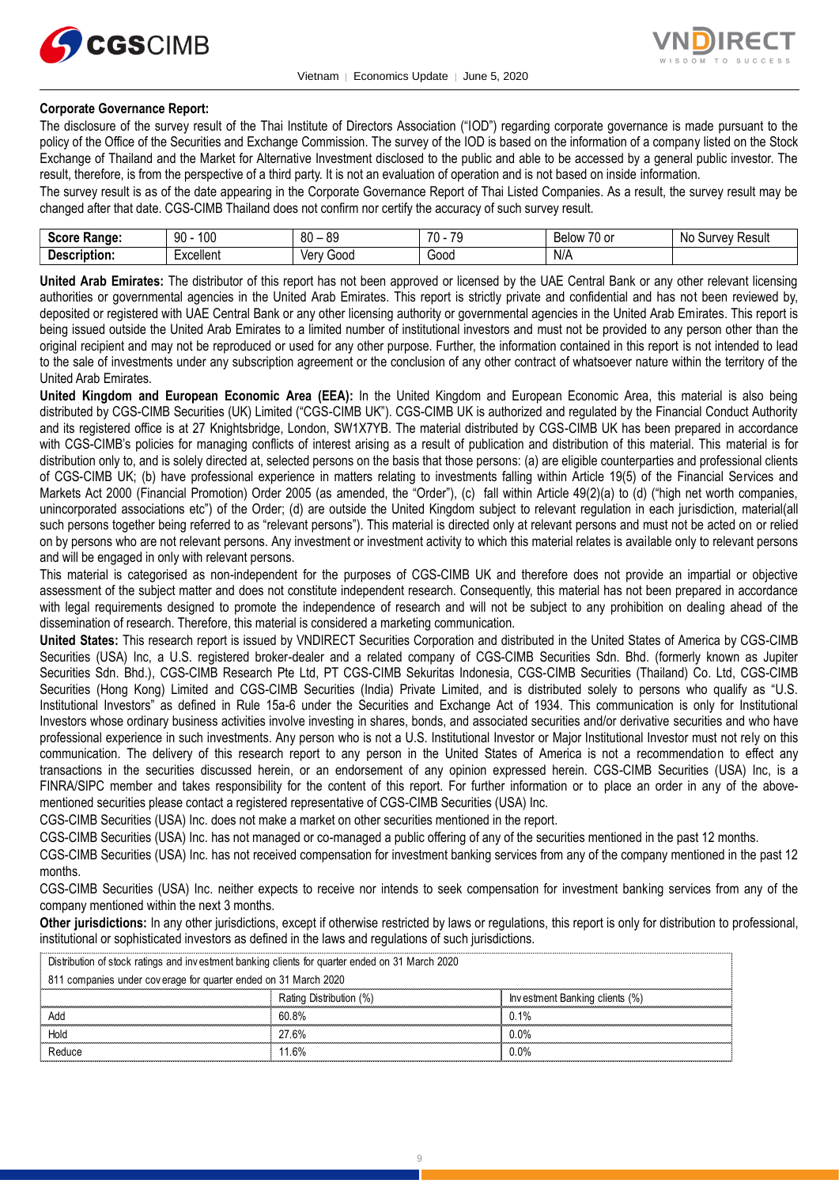**Corporate Governance Report:**

The disclosure of the survey result of the Thai Institute of Directors Association ("IOD") regarding corporate governance is made pursuant to the policy of the Office of the Securities and Exchange Commission. The survey of the IOD is based on the information of a company listed on the Stock Exchange of Thailand and the Market for Alternative Investment disclosed to the public and able to be accessed by a general public investor. The result, therefore, is from the perspective of a third party. It is not an evaluation of operation and is not based on inside information.

The survey result is as of the date appearing in the Corporate Governance Report of Thai Listed Companies. As a result, the survey result may be changed after that date. CGS-CIMB Thailand does not confirm nor certify the accuracy of such survey result.

| **Score Range:** | 90 - 100 | 80 – 89 | 70 - 79 | Below 70 or | No Survey Result |
|---|---|---|---|---|---|
| **Description:** | Excellent | Very Good | Good | N/A | |

**United Arab Emirates:** The distributor of this report has not been approved or licensed by the UAE Central Bank or any other relevant licensing authorities or governmental agencies in the United Arab Emirates. This report is strictly private and confidential and has not been reviewed by, deposited or registered with UAE Central Bank or any other licensing authority or governmental agencies in the United Arab Emirates. This report is being issued outside the United Arab Emirates to a limited number of institutional investors and must not be provided to any person other than the original recipient and may not be reproduced or used for any other purpose. Further, the information contained in this report is not intended to lead to the sale of investments under any subscription agreement or the conclusion of any other contract of whatsoever nature within the territory of the United Arab Emirates.

**United Kingdom and European Economic Area (EEA):** In the United Kingdom and European Economic Area, this material is also being distributed by CGS-CIMB Securities (UK) Limited ("CGS-CIMB UK"). CGS-CIMB UK is authorized and regulated by the Financial Conduct Authority and its registered office is at 27 Knightsbridge, London, SW1X7YB. The material distributed by CGS-CIMB UK has been prepared in accordance with CGS-CIMB's policies for managing conflicts of interest arising as a result of publication and distribution of this material. This material is for distribution only to, and is solely directed at, selected persons on the basis that those persons: (a) are eligible counterparties and professional clients of CGS-CIMB UK; (b) have professional experience in matters relating to investments falling within Article 19(5) of the Financial Services and Markets Act 2000 (Financial Promotion) Order 2005 (as amended, the "Order"), (c) fall within Article 49(2)(a) to (d) ("high net worth companies, unincorporated associations etc") of the Order; (d) are outside the United Kingdom subject to relevant regulation in each jurisdiction, material(all such persons together being referred to as "relevant persons"). This material is directed only at relevant persons and must not be acted on or relied on by persons who are not relevant persons. Any investment or investment activity to which this material relates is available only to relevant persons and will be engaged in only with relevant persons.

This material is categorised as non-independent for the purposes of CGS-CIMB UK and therefore does not provide an impartial or objective assessment of the subject matter and does not constitute independent research. Consequently, this material has not been prepared in accordance with legal requirements designed to promote the independence of research and will not be subject to any prohibition on dealing ahead of the dissemination of research. Therefore, this material is considered a marketing communication.

**United States:** This research report is issued by VNDIRECT Securities Corporation and distributed in the United States of America by CGS-CIMB Securities (USA) Inc, a U.S. registered broker-dealer and a related company of CGS-CIMB Securities Sdn. Bhd. (formerly known as Jupiter Securities Sdn. Bhd.), CGS-CIMB Research Pte Ltd, PT CGS-CIMB Sekuritas Indonesia, CGS-CIMB Securities (Thailand) Co. Ltd, CGS-CIMB Securities (Hong Kong) Limited and CGS-CIMB Securities (India) Private Limited, and is distributed solely to persons who qualify as "U.S. Institutional Investors" as defined in Rule 15a-6 under the Securities and Exchange Act of 1934. This communication is only for Institutional Investors whose ordinary business activities involve investing in shares, bonds, and associated securities and/or derivative securities and who have professional experience in such investments. Any person who is not a U.S. Institutional Investor or Major Institutional Investor must not rely on this communication. The delivery of this research report to any person in the United States of America is not a recommendation to effect any transactions in the securities discussed herein, or an endorsement of any opinion expressed herein. CGS-CIMB Securities (USA) Inc, is a FINRA/SIPC member and takes responsibility for the content of this report. For further information or to place an order in any of the above-mentioned securities please contact a registered representative of CGS-CIMB Securities (USA) Inc.

CGS-CIMB Securities (USA) Inc. does not make a market on other securities mentioned in the report.

CGS-CIMB Securities (USA) Inc. has not managed or co-managed a public offering of any of the securities mentioned in the past 12 months.

CGS-CIMB Securities (USA) Inc. has not received compensation for investment banking services from any of the company mentioned in the past 12 months.

CGS-CIMB Securities (USA) Inc. neither expects to receive nor intends to seek compensation for investment banking services from any of the company mentioned within the next 3 months.

**Other jurisdictions:** In any other jurisdictions, except if otherwise restricted by laws or regulations, this report is only for distribution to professional, institutional or sophisticated investors as defined in the laws and regulations of such jurisdictions.

| Distribution of stock ratings and investment banking clients for quarter ended on 31 March 2020 | | |
|---|---|---|
| 811 companies under coverage for quarter ended on 31 March 2020 | | |
| | Rating Distribution (%) | Investment Banking clients (%) |
| Add | 60.8% | 0.1% |
| Hold | 27.6% | 0.0% |
| Reduce | 11.6% | 0.0% |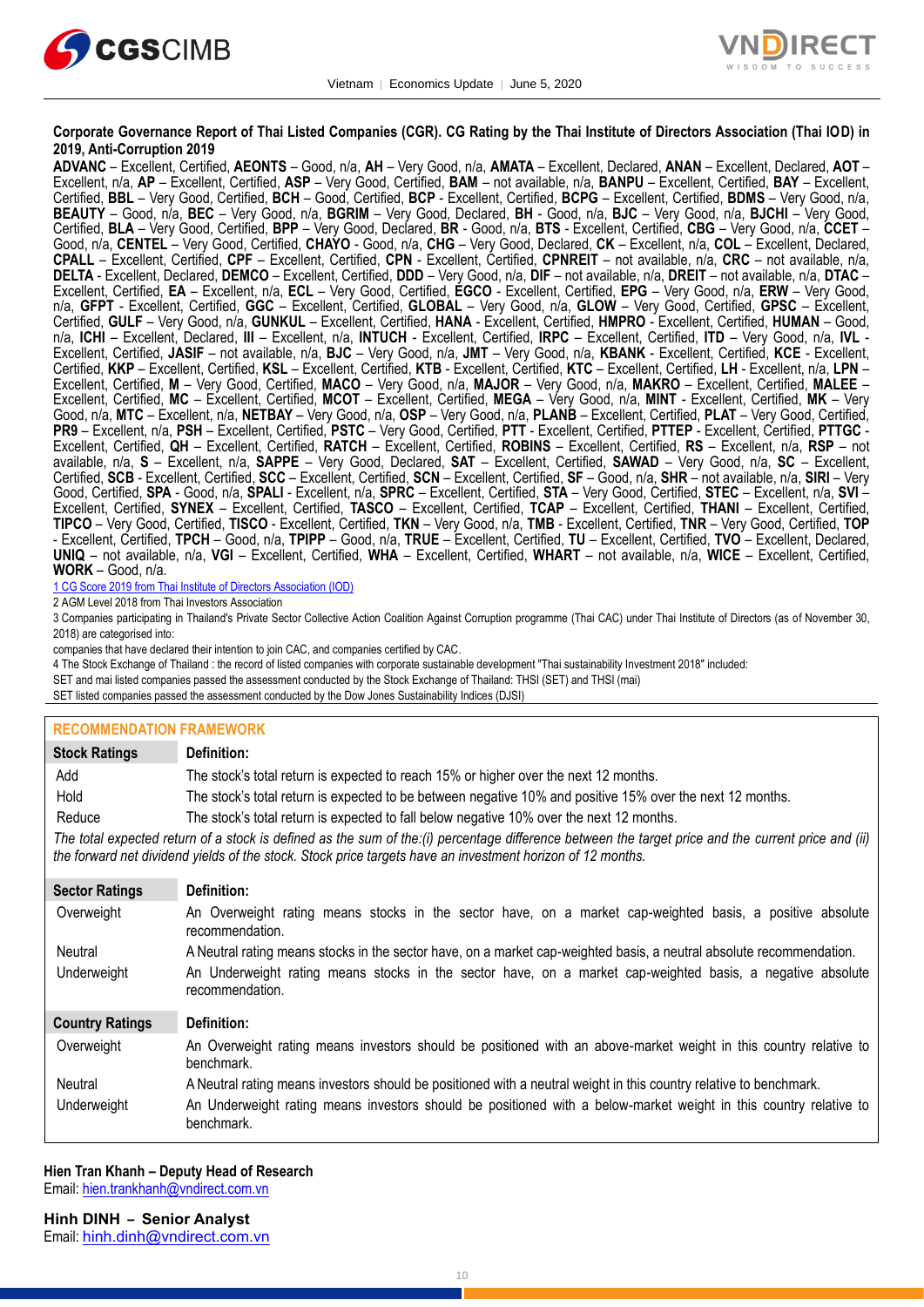**Corporate Governance Report of Thai Listed Companies (CGR). CG Rating by the Thai Institute of Directors Association (Thai IOD) in 2019, Anti-Corruption 2019**

**ADVANC** – Excellent, Certified, **AEONTS** – Good, n/a, **AH** – Very Good, n/a, **AMATA** – Excellent, Declared, **ANAN** – Excellent, Declared, **AOT** – Excellent, n/a, **AP** – Excellent, Certified, **ASP** – Very Good, Certified, **BAM** – not available, n/a, **BANPU** – Excellent, Certified, **BAY** – Excellent, Certified, **BBL** – Very Good, Certified, **BCH** – Good, Certified, **BCP** - Excellent, Certified, **BCPG** – Excellent, Certified, **BDMS** – Very Good, n/a, **BEAUTY** – Good, n/a, **BEC** – Very Good, n/a, **BGRIM** – Very Good, Declared, **BH** - Good, n/a, **BJC** – Very Good, n/a, **BJCHI** – Very Good, Certified, **BLA** – Very Good, Certified, **BPP** – Very Good, Declared, **BR** - Good, n/a, **BTS** - Excellent, Certified, **CBG** – Very Good, n/a, **CCET** – Good, n/a, **CENTEL** – Very Good, Certified, **CHAYO** - Good, n/a, **CHG** – Very Good, Declared, **CK** – Excellent, n/a, **COL** – Excellent, Declared, **CPALL** – Excellent, Certified, **CPF** – Excellent, Certified, **CPN** - Excellent, Certified, **CPNREIT** – not available, n/a, **CRC** – not available, n/a, **DELTA** - Excellent, Declared, **DEMCO** – Excellent, Certified, **DDD** – Very Good, n/a, **DIF** – not available, n/a, **DREIT** – not available, n/a, **DTAC** – Excellent, Certified, **EA** – Excellent, n/a, **ECL** – Very Good, Certified, **EGCO** - Excellent, Certified, **EPG** – Very Good, n/a, **ERW** – Very Good, n/a, **GFPT** - Excellent, Certified, **GGC** – Excellent, Certified, **GLOBAL** – Very Good, n/a, **GLOW** – Very Good, Certified, **GPSC** – Excellent, Certified, **GULF** – Very Good, n/a, **GUNKUL** – Excellent, Certified, **HANA** - Excellent, Certified, **HMPRO** - Excellent, Certified, **HUMAN** – Good, n/a, **ICHI** – Excellent, Declared, **III** – Excellent, n/a, **INTUCH** - Excellent, Certified, **IRPC** – Excellent, Certified, **ITD** – Very Good, n/a, **IVL** - Excellent, Certified, **JASIF** – not available, n/a, **BJC** – Very Good, n/a, **JMT** – Very Good, n/a, **KBANK** - Excellent, Certified, **KCE** - Excellent, Certified, **KKP** – Excellent, Certified, **KSL** – Excellent, Certified, **KTB** - Excellent, Certified, **KTC** – Excellent, Certified, **LH** - Excellent, n/a, **LPN** – Excellent, Certified, **M** – Very Good, Certified, **MACO** – Very Good, n/a, **MAJOR** – Very Good, n/a, **MAKRO** – Excellent, Certified, **MALEE** – Excellent, Certified, **MC** – Excellent, Certified, **MCOT** – Excellent, Certified, **MEGA** – Very Good, n/a, **MINT** - Excellent, Certified, **MK** – Very Good, n/a, **MTC** – Excellent, n/a, **NETBAY** – Very Good, n/a, **OSP** – Very Good, n/a, **PLANB** – Excellent, Certified, **PLAT** – Very Good, Certified, **PR9** – Excellent, n/a, **PSH** – Excellent, Certified, **PSTC** – Very Good, Certified, **PTT** - Excellent, Certified, **PTTEP** - Excellent, Certified, **PTTGC** - Excellent, Certified, **QH** – Excellent, Certified, **RATCH** – Excellent, Certified, **ROBINS** – Excellent, Certified, **RS** – Excellent, n/a, **RSP** – not available, n/a, **S** – Excellent, n/a, **SAPPE** – Very Good, Declared, **SAT** – Excellent, Certified, **SAWAD** – Very Good, n/a, **SC** – Excellent, Certified, **SCB** - Excellent, Certified, **SCC** – Excellent, Certified, **SCN** – Excellent, Certified, **SF** – Good, n/a, **SHR** – not available, n/a, **SIRI** – Very Good, Certified, **SPA** - Good, n/a, **SPALI** - Excellent, n/a, **SPRC** – Excellent, Certified, **STA** – Very Good, Certified, **STEC** – Excellent, n/a, **SVI** – Excellent, Certified, **SYNEX** – Excellent, Certified, **TASCO** – Excellent, Certified, **TCAP** – Excellent, Certified, **THANI** – Excellent, Certified, **TIPCO** – Very Good, Certified, **TISCO** - Excellent, Certified, **TKN** – Very Good, n/a, **TMB** - Excellent, Certified, **TNR** – Very Good, Certified, **TOP** - Excellent, Certified, **TPCH** – Good, n/a, **TPIPP** – Good, n/a, **TRUE** – Excellent, Certified, **TU** – Excellent, Certified, **TVO** – Excellent, Declared, **UNIQ** – not available, n/a, **VGI** – Excellent, Certified, **WHA** – Excellent, Certified, **WHART** – not available, n/a, **WICE** – Excellent, Certified, **WORK** – Good, n/a.

1 CG Score 2019 from Thai Institute of Directors Association (IOD)

2 AGM Level 2018 from Thai Investors Association

3 Companies participating in Thailand's Private Sector Collective Action Coalition Against Corruption programme (Thai CAC) under Thai Institute of Directors (as of November 30, 2018) are categorised into:

companies that have declared their intention to join CAC, and companies certified by CAC.

4 The Stock Exchange of Thailand : the record of listed companies with corporate sustainable development "Thai sustainability Investment 2018" included:

SET and mai listed companies passed the assessment conducted by the Stock Exchange of Thailand: THSI (SET) and THSI (mai)

SET listed companies passed the assessment conducted by the Dow Jones Sustainability Indices (DJSI)

## RECOMMENDATION FRAMEWORK

| Stock Ratings | Definition: |
|---|---|
| Add | The stock's total return is expected to reach 15% or higher over the next 12 months. |
| Hold | The stock's total return is expected to be between negative 10% and positive 15% over the next 12 months. |
| Reduce | The stock's total return is expected to fall below negative 10% over the next 12 months. |

*The total expected return of a stock is defined as the sum of the:(i) percentage difference between the target price and the current price and (ii) the forward net dividend yields of the stock. Stock price targets have an investment horizon of 12 months.*

| Sector Ratings | Definition: |
|---|---|
| Overweight | An Overweight rating means stocks in the sector have, on a market cap-weighted basis, a positive absolute recommendation. |
| Neutral | A Neutral rating means stocks in the sector have, on a market cap-weighted basis, a neutral absolute recommendation. |
| Underweight | An Underweight rating means stocks in the sector have, on a market cap-weighted basis, a negative absolute recommendation. |

| Country Ratings | Definition: |
|---|---|
| Overweight | An Overweight rating means investors should be positioned with an above-market weight in this country relative to benchmark. |
| Neutral | A Neutral rating means investors should be positioned with a neutral weight in this country relative to benchmark. |
| Underweight | An Underweight rating means investors should be positioned with a below-market weight in this country relative to benchmark. |

**Hien Tran Khanh – Deputy Head of Research**
Email: hien.trankhanh@vndirect.com.vn

**Hinh DINH – Senior Analyst**
Email: hinh.dinh@vndirect.com.vn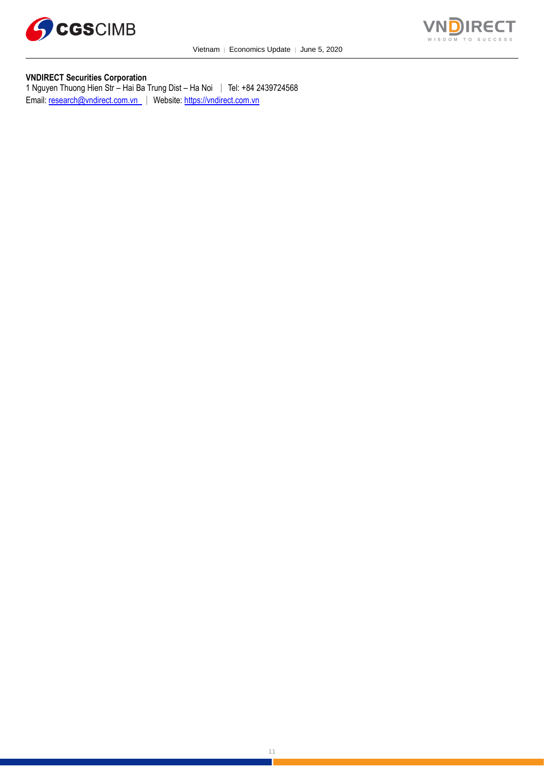**VNDIRECT Securities Corporation**

1 Nguyen Thuong Hien Str – Hai Ba Trung Dist – Ha Noi | Tel: +84 2439724568

Email: [research@vndirect.com.vn](mailto:research@vndirect.com.vn) | Website: [https://vndirect.com.vn](https://vndirect.com.vn)